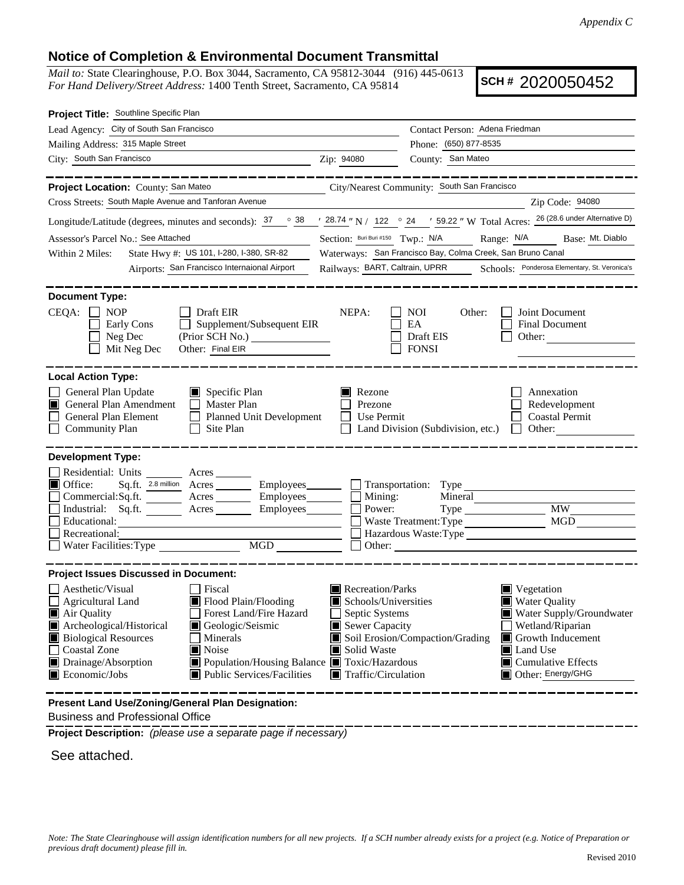*Appendix C*

## Notice of Completion & Environmental Document Transmittal

*Mail to:* State Clearinghouse, P.O. Box 3044, Sacramento, CA 95812-3044 (916) 445-0613
*For Hand Delivery/Street Address:* 1400 Tenth Street, Sacramento, CA 95814

**SCH #** 2020050452

**Project Title:** Southline Specific Plan

Lead Agency: City of South San Francisco
Contact Person: Adena Friedman
Mailing Address: 315 Maple Street
Phone: (650) 877-8535
City: South San Francisco Zip: 94080
County: San Mateo

---

**Project Location:** County: San Mateo
City/Nearest Community: South San Francisco
Cross Streets: South Maple Avenue and Tanforan Avenue
Zip Code: 94080
Longitude/Latitude (degrees, minutes and seconds): 37 ° 38 ′ 28.74 ″ N / 122 ° 24 ′ 59.22 ″ W Total Acres: 26 (28.6 under Alternative D)
Assessor's Parcel No.: See Attached
Section: Buri Buri #150 Twp.: N/A Range: N/A Base: Mt. Diablo
Within 2 Miles: State Hwy #: US 101, I-280, I-380, SR-82
Waterways: San Francisco Bay, Colma Creek, San Bruno Canal
Airports: San Francisco Internaional Airport
Railways: BART, Caltrain, UPRR
Schools: Ponderosa Elementary, St. Veronica's

---

**Document Type:**

CEQA:
- [ ] NOP
- [ ] Early Cons
- [ ] Neg Dec
- [ ] Mit Neg Dec
- [ ] Draft EIR
- [ ] Supplement/Subsequent EIR (Prior SCH No.)
- Other: Final EIR

NEPA:
- [ ] NOI
- [ ] EA
- [ ] Draft EIS
- [ ] FONSI

Other:
- [ ] Joint Document
- [ ] Final Document
- [ ] Other:

---

**Local Action Type:**

- [ ] General Plan Update
- [x] General Plan Amendment
- [ ] General Plan Element
- [ ] Community Plan
- [x] Specific Plan
- [ ] Master Plan
- [ ] Planned Unit Development
- [ ] Site Plan
- [x] Rezone
- [ ] Prezone
- [ ] Use Permit
- [ ] Land Division (Subdivision, etc.)
- [ ] Annexation
- [ ] Redevelopment
- [ ] Coastal Permit
- [ ] Other:

---

**Development Type:**

- [ ] Residential: Units ___ Acres ___
- [x] Office: Sq.ft. 2.8 million Acres ___ Employees ___
- [ ] Commercial: Sq.ft. ___ Acres ___ Employees ___
- [ ] Industrial: Sq.ft. ___ Acres ___ Employees ___
- [ ] Educational:
- [ ] Recreational:
- [ ] Water Facilities: Type ___ MGD ___
- [ ] Transportation: Type
- [ ] Mining: Mineral
- [ ] Power: Type ___ MW
- [ ] Waste Treatment: Type ___ MGD
- [ ] Hazardous Waste: Type
- [ ] Other:

---

**Project Issues Discussed in Document:**

- [ ] Aesthetic/Visual
- [ ] Agricultural Land
- [x] Air Quality
- [x] Archeological/Historical
- [x] Biological Resources
- [ ] Coastal Zone
- [x] Drainage/Absorption
- [x] Economic/Jobs
- [ ] Fiscal
- [x] Flood Plain/Flooding
- [ ] Forest Land/Fire Hazard
- [x] Geologic/Seismic
- [ ] Minerals
- [x] Noise
- [x] Population/Housing Balance
- [x] Public Services/Facilities
- [x] Recreation/Parks
- [x] Schools/Universities
- [ ] Septic Systems
- [x] Sewer Capacity
- [x] Soil Erosion/Compaction/Grading
- [x] Solid Waste
- [x] Toxic/Hazardous
- [x] Traffic/Circulation
- [x] Vegetation
- [x] Water Quality
- [x] Water Supply/Groundwater
- [ ] Wetland/Riparian
- [x] Growth Inducement
- [x] Land Use
- [x] Cumulative Effects
- [x] Other: Energy/GHG

---

**Present Land Use/Zoning/General Plan Designation:**

Business and Professional Office

**Project Description:** *(please use a separate page if necessary)*

See attached.

*Note: The State Clearinghouse will assign identification numbers for all new projects. If a SCH number already exists for a project (e.g. Notice of Preparation or previous draft document) please fill in.*

Revised 2010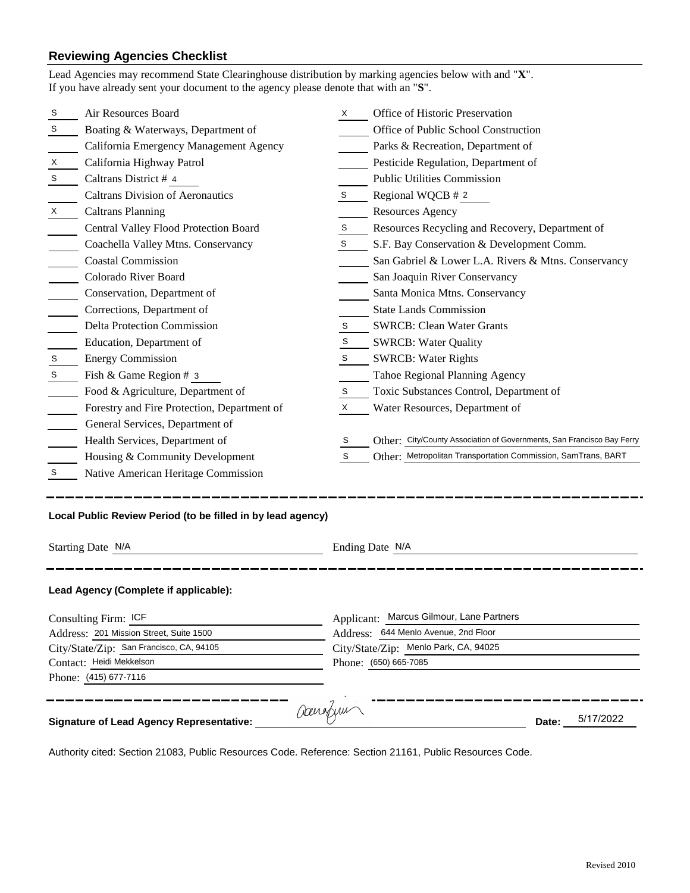## Reviewing Agencies Checklist

Lead Agencies may recommend State Clearinghouse distribution by marking agencies below with and "**X**".
If you have already sent your document to the agency please denote that with an "**S**".

| Mark | Agency | Mark | Agency |
|---|---|---|---|
| S | Air Resources Board | X | Office of Historic Preservation |
| S | Boating & Waterways, Department of | | Office of Public School Construction |
| | California Emergency Management Agency | | Parks & Recreation, Department of |
| X | California Highway Patrol | | Pesticide Regulation, Department of |
| S | Caltrans District # 4 | | Public Utilities Commission |
| | Caltrans Division of Aeronautics | S | Regional WQCB # 2 |
| X | Caltrans Planning | | Resources Agency |
| | Central Valley Flood Protection Board | S | Resources Recycling and Recovery, Department of |
| | Coachella Valley Mtns. Conservancy | S | S.F. Bay Conservation & Development Comm. |
| | Coastal Commission | | San Gabriel & Lower L.A. Rivers & Mtns. Conservancy |
| | Colorado River Board | | San Joaquin River Conservancy |
| | Conservation, Department of | | Santa Monica Mtns. Conservancy |
| | Corrections, Department of | | State Lands Commission |
| | Delta Protection Commission | S | SWRCB: Clean Water Grants |
| | Education, Department of | S | SWRCB: Water Quality |
| S | Energy Commission | S | SWRCB: Water Rights |
| S | Fish & Game Region # 3 | | Tahoe Regional Planning Agency |
| | Food & Agriculture, Department of | S | Toxic Substances Control, Department of |
| | Forestry and Fire Protection, Department of | X | Water Resources, Department of |
| | General Services, Department of | | |
| | Health Services, Department of | S | Other: City/County Association of Governments, San Francisco Bay Ferry |
| | Housing & Community Development | S | Other: Metropolitan Transportation Commission, SamTrans, BART |
| S | Native American Heritage Commission | | |

---

**Local Public Review Period (to be filled in by lead agency)**

Starting Date N/A

Ending Date N/A

---

**Lead Agency (Complete if applicable):**

Consulting Firm: ICF
Address: 201 Mission Street, Suite 1500
City/State/Zip: San Francisco, CA, 94105
Contact: Heidi Mekkelson
Phone: (415) 677-7116

Applicant: Marcus Gilmour, Lane Partners
Address: 644 Menlo Avenue, 2nd Floor
City/State/Zip: Menlo Park, CA, 94025
Phone: (650) 665-7085

---

**Signature of Lead Agency Representative:** [signature] **Date:** 5/17/2022

Authority cited: Section 21083, Public Resources Code. Reference: Section 21161, Public Resources Code.

Revised 2010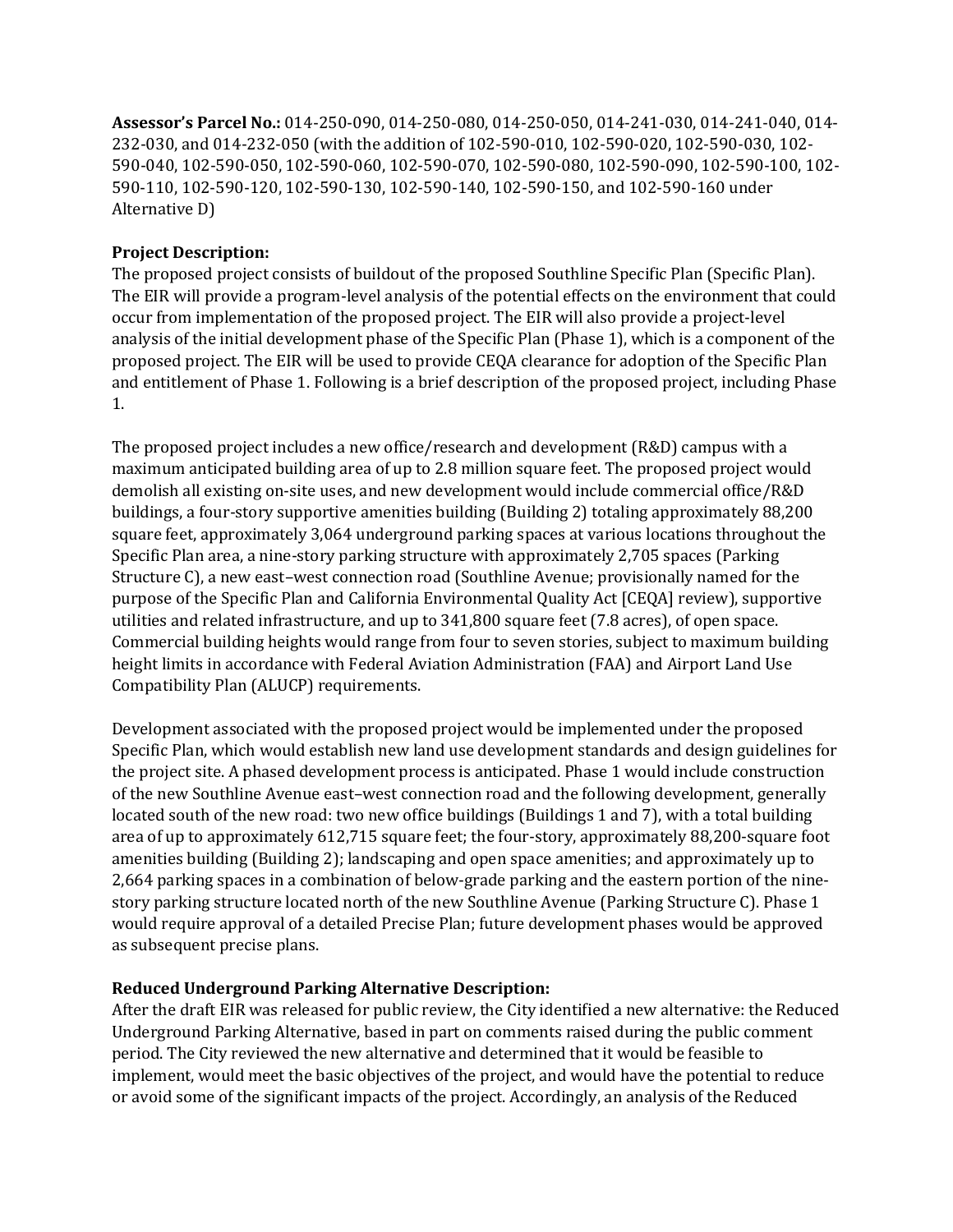**Assessor's Parcel No.:** 014-250-090, 014-250-080, 014-250-050, 014-241-030, 014-241-040, 014-232-030, and 014-232-050 (with the addition of 102-590-010, 102-590-020, 102-590-030, 102-590-040, 102-590-050, 102-590-060, 102-590-070, 102-590-080, 102-590-090, 102-590-100, 102-590-110, 102-590-120, 102-590-130, 102-590-140, 102-590-150, and 102-590-160 under Alternative D)

**Project Description:**

The proposed project consists of buildout of the proposed Southline Specific Plan (Specific Plan). The EIR will provide a program-level analysis of the potential effects on the environment that could occur from implementation of the proposed project. The EIR will also provide a project-level analysis of the initial development phase of the Specific Plan (Phase 1), which is a component of the proposed project. The EIR will be used to provide CEQA clearance for adoption of the Specific Plan and entitlement of Phase 1. Following is a brief description of the proposed project, including Phase 1.

The proposed project includes a new office/research and development (R&D) campus with a maximum anticipated building area of up to 2.8 million square feet. The proposed project would demolish all existing on-site uses, and new development would include commercial office/R&D buildings, a four-story supportive amenities building (Building 2) totaling approximately 88,200 square feet, approximately 3,064 underground parking spaces at various locations throughout the Specific Plan area, a nine-story parking structure with approximately 2,705 spaces (Parking Structure C), a new east–west connection road (Southline Avenue; provisionally named for the purpose of the Specific Plan and California Environmental Quality Act [CEQA] review), supportive utilities and related infrastructure, and up to 341,800 square feet (7.8 acres), of open space. Commercial building heights would range from four to seven stories, subject to maximum building height limits in accordance with Federal Aviation Administration (FAA) and Airport Land Use Compatibility Plan (ALUCP) requirements.

Development associated with the proposed project would be implemented under the proposed Specific Plan, which would establish new land use development standards and design guidelines for the project site. A phased development process is anticipated. Phase 1 would include construction of the new Southline Avenue east–west connection road and the following development, generally located south of the new road: two new office buildings (Buildings 1 and 7), with a total building area of up to approximately 612,715 square feet; the four-story, approximately 88,200-square foot amenities building (Building 2); landscaping and open space amenities; and approximately up to 2,664 parking spaces in a combination of below-grade parking and the eastern portion of the nine-story parking structure located north of the new Southline Avenue (Parking Structure C). Phase 1 would require approval of a detailed Precise Plan; future development phases would be approved as subsequent precise plans.

**Reduced Underground Parking Alternative Description:**

After the draft EIR was released for public review, the City identified a new alternative: the Reduced Underground Parking Alternative, based in part on comments raised during the public comment period. The City reviewed the new alternative and determined that it would be feasible to implement, would meet the basic objectives of the project, and would have the potential to reduce or avoid some of the significant impacts of the project. Accordingly, an analysis of the Reduced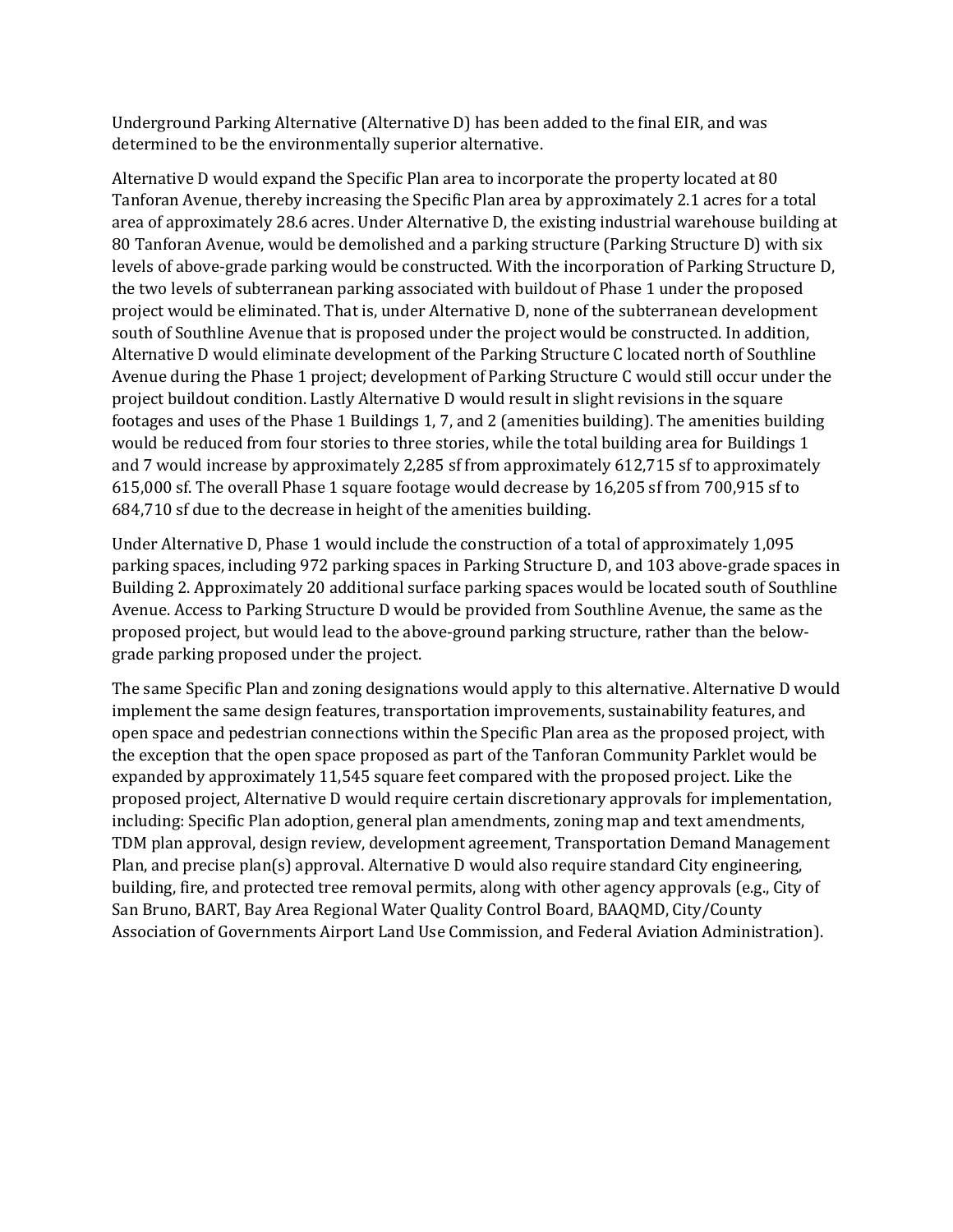Underground Parking Alternative (Alternative D) has been added to the final EIR, and was determined to be the environmentally superior alternative.

Alternative D would expand the Specific Plan area to incorporate the property located at 80 Tanforan Avenue, thereby increasing the Specific Plan area by approximately 2.1 acres for a total area of approximately 28.6 acres. Under Alternative D, the existing industrial warehouse building at 80 Tanforan Avenue, would be demolished and a parking structure (Parking Structure D) with six levels of above-grade parking would be constructed. With the incorporation of Parking Structure D, the two levels of subterranean parking associated with buildout of Phase 1 under the proposed project would be eliminated. That is, under Alternative D, none of the subterranean development south of Southline Avenue that is proposed under the project would be constructed. In addition, Alternative D would eliminate development of the Parking Structure C located north of Southline Avenue during the Phase 1 project; development of Parking Structure C would still occur under the project buildout condition. Lastly Alternative D would result in slight revisions in the square footages and uses of the Phase 1 Buildings 1, 7, and 2 (amenities building). The amenities building would be reduced from four stories to three stories, while the total building area for Buildings 1 and 7 would increase by approximately 2,285 sf from approximately 612,715 sf to approximately 615,000 sf. The overall Phase 1 square footage would decrease by 16,205 sf from 700,915 sf to 684,710 sf due to the decrease in height of the amenities building.

Under Alternative D, Phase 1 would include the construction of a total of approximately 1,095 parking spaces, including 972 parking spaces in Parking Structure D, and 103 above-grade spaces in Building 2. Approximately 20 additional surface parking spaces would be located south of Southline Avenue. Access to Parking Structure D would be provided from Southline Avenue, the same as the proposed project, but would lead to the above-ground parking structure, rather than the below-grade parking proposed under the project.

The same Specific Plan and zoning designations would apply to this alternative. Alternative D would implement the same design features, transportation improvements, sustainability features, and open space and pedestrian connections within the Specific Plan area as the proposed project, with the exception that the open space proposed as part of the Tanforan Community Parklet would be expanded by approximately 11,545 square feet compared with the proposed project. Like the proposed project, Alternative D would require certain discretionary approvals for implementation, including: Specific Plan adoption, general plan amendments, zoning map and text amendments, TDM plan approval, design review, development agreement, Transportation Demand Management Plan, and precise plan(s) approval. Alternative D would also require standard City engineering, building, fire, and protected tree removal permits, along with other agency approvals (e.g., City of San Bruno, BART, Bay Area Regional Water Quality Control Board, BAAQMD, City/County Association of Governments Airport Land Use Commission, and Federal Aviation Administration).